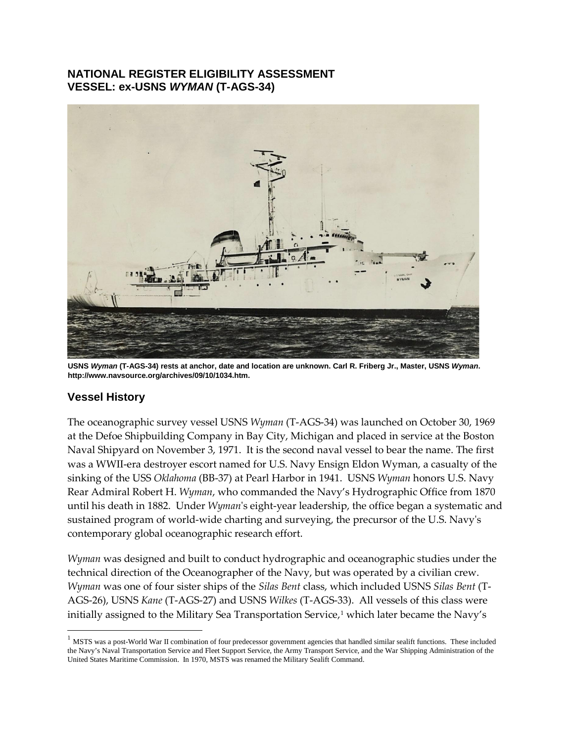## NATIONAL REGISTER ELIGIBILITY ASSESSMENT
## VESSEL: ex-USNS *WYMAN* (T-AGS-34)

**USNS *Wyman* (T-AGS-34) rests at anchor, date and location are unknown. Carl R. Friberg Jr., Master, USNS *Wyman*. http://www.navsource.org/archives/09/10/1034.htm.**

### Vessel History

The oceanographic survey vessel USNS *Wyman* (T-AGS-34) was launched on October 30, 1969 at the Defoe Shipbuilding Company in Bay City, Michigan and placed in service at the Boston Naval Shipyard on November 3, 1971. It is the second naval vessel to bear the name. The first was a WWII-era destroyer escort named for U.S. Navy Ensign Eldon Wyman, a casualty of the sinking of the USS *Oklahoma* (BB-37) at Pearl Harbor in 1941. USNS *Wyman* honors U.S. Navy Rear Admiral Robert H. *Wyman*, who commanded the Navy's Hydrographic Office from 1870 until his death in 1882. Under *Wyman*'s eight-year leadership, the office began a systematic and sustained program of world-wide charting and surveying, the precursor of the U.S. Navy's contemporary global oceanographic research effort.

*Wyman* was designed and built to conduct hydrographic and oceanographic studies under the technical direction of the Oceanographer of the Navy, but was operated by a civilian crew. *Wyman* was one of four sister ships of the *Silas Bent* class, which included USNS *Silas Bent* (T-AGS-26), USNS *Kane* (T-AGS-27) and USNS *Wilkes* (T-AGS-33). All vessels of this class were initially assigned to the Military Sea Transportation Service,[1] which later became the Navy's

[1] MSTS was a post-World War II combination of four predecessor government agencies that handled similar sealift functions. These included the Navy's Naval Transportation Service and Fleet Support Service, the Army Transport Service, and the War Shipping Administration of the United States Maritime Commission. In 1970, MSTS was renamed the Military Sealift Command.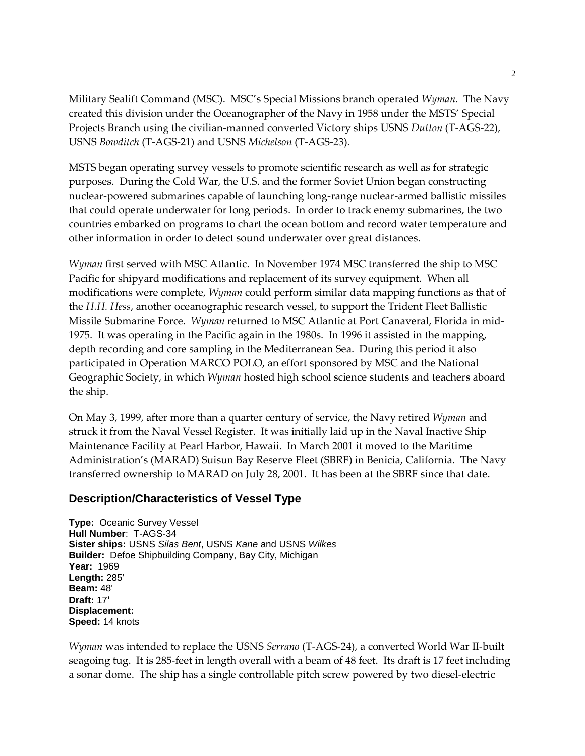Military Sealift Command (MSC). MSC's Special Missions branch operated *Wyman*. The Navy created this division under the Oceanographer of the Navy in 1958 under the MSTS' Special Projects Branch using the civilian-manned converted Victory ships USNS *Dutton* (T-AGS-22), USNS *Bowditch* (T-AGS-21) and USNS *Michelson* (T-AGS-23).

MSTS began operating survey vessels to promote scientific research as well as for strategic purposes. During the Cold War, the U.S. and the former Soviet Union began constructing nuclear-powered submarines capable of launching long-range nuclear-armed ballistic missiles that could operate underwater for long periods. In order to track enemy submarines, the two countries embarked on programs to chart the ocean bottom and record water temperature and other information in order to detect sound underwater over great distances.

*Wyman* first served with MSC Atlantic. In November 1974 MSC transferred the ship to MSC Pacific for shipyard modifications and replacement of its survey equipment. When all modifications were complete, *Wyman* could perform similar data mapping functions as that of the *H.H. Hess*, another oceanographic research vessel, to support the Trident Fleet Ballistic Missile Submarine Force. *Wyman* returned to MSC Atlantic at Port Canaveral, Florida in mid-1975. It was operating in the Pacific again in the 1980s. In 1996 it assisted in the mapping, depth recording and core sampling in the Mediterranean Sea. During this period it also participated in Operation MARCO POLO, an effort sponsored by MSC and the National Geographic Society, in which *Wyman* hosted high school science students and teachers aboard the ship.

On May 3, 1999, after more than a quarter century of service, the Navy retired *Wyman* and struck it from the Naval Vessel Register. It was initially laid up in the Naval Inactive Ship Maintenance Facility at Pearl Harbor, Hawaii. In March 2001 it moved to the Maritime Administration's (MARAD) Suisun Bay Reserve Fleet (SBRF) in Benicia, California. The Navy transferred ownership to MARAD on July 28, 2001. It has been at the SBRF since that date.

## Description/Characteristics of Vessel Type

**Type:** Oceanic Survey Vessel
**Hull Number**: T-AGS-34
**Sister ships:** USNS *Silas Bent*, USNS *Kane* and USNS *Wilkes*
**Builder:** Defoe Shipbuilding Company, Bay City, Michigan
**Year:** 1969
**Length:** 285'
**Beam:** 48'
**Draft:** 17'
**Displacement:**
**Speed:** 14 knots

*Wyman* was intended to replace the USNS *Serrano* (T-AGS-24), a converted World War II-built seagoing tug. It is 285-feet in length overall with a beam of 48 feet. Its draft is 17 feet including a sonar dome. The ship has a single controllable pitch screw powered by two diesel-electric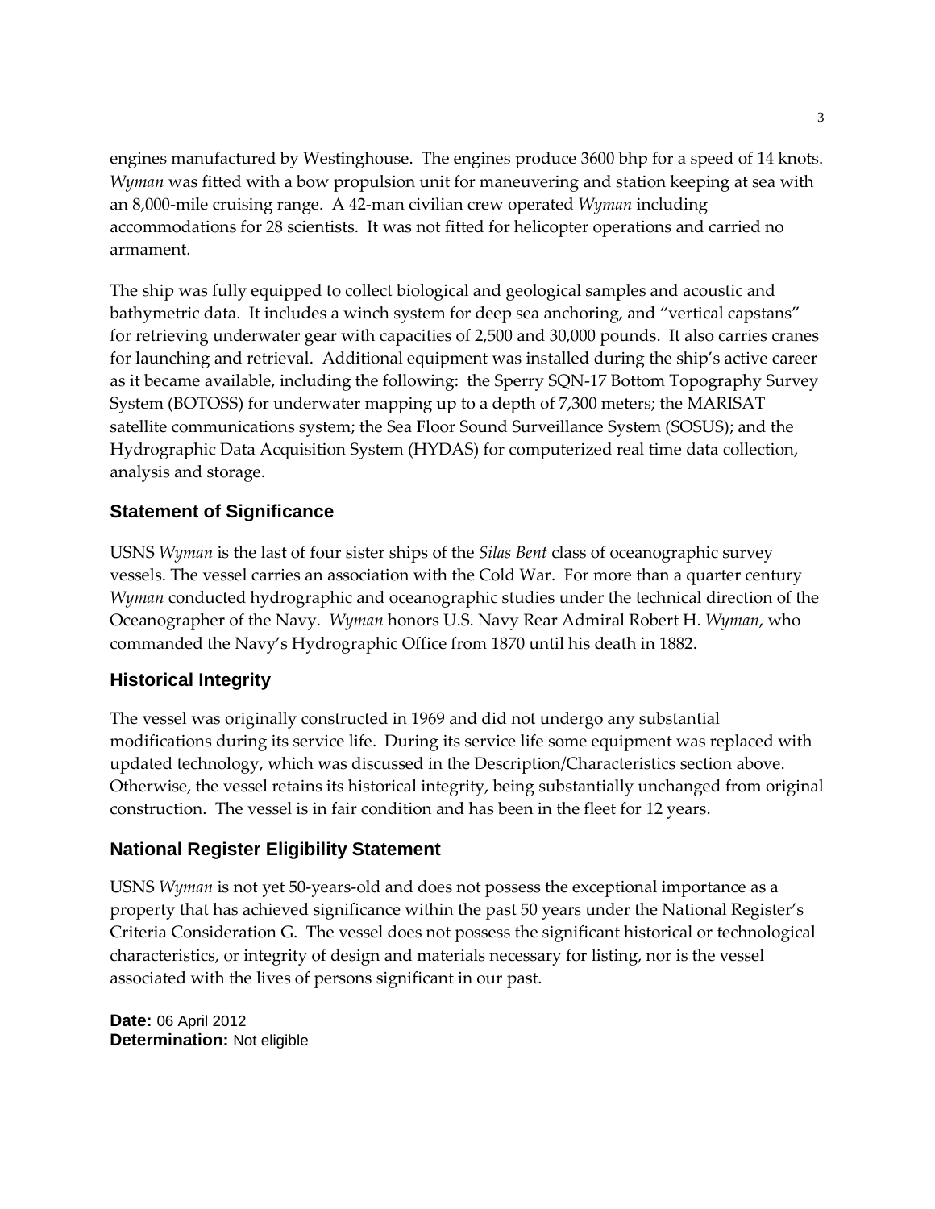engines manufactured by Westinghouse. The engines produce 3600 bhp for a speed of 14 knots. *Wyman* was fitted with a bow propulsion unit for maneuvering and station keeping at sea with an 8,000-mile cruising range. A 42-man civilian crew operated *Wyman* including accommodations for 28 scientists. It was not fitted for helicopter operations and carried no armament.

The ship was fully equipped to collect biological and geological samples and acoustic and bathymetric data. It includes a winch system for deep sea anchoring, and "vertical capstans" for retrieving underwater gear with capacities of 2,500 and 30,000 pounds. It also carries cranes for launching and retrieval. Additional equipment was installed during the ship's active career as it became available, including the following: the Sperry SQN-17 Bottom Topography Survey System (BOTOSS) for underwater mapping up to a depth of 7,300 meters; the MARISAT satellite communications system; the Sea Floor Sound Surveillance System (SOSUS); and the Hydrographic Data Acquisition System (HYDAS) for computerized real time data collection, analysis and storage.

## Statement of Significance

USNS *Wyman* is the last of four sister ships of the *Silas Bent* class of oceanographic survey vessels. The vessel carries an association with the Cold War. For more than a quarter century *Wyman* conducted hydrographic and oceanographic studies under the technical direction of the Oceanographer of the Navy. *Wyman* honors U.S. Navy Rear Admiral Robert H. *Wyman*, who commanded the Navy's Hydrographic Office from 1870 until his death in 1882.

## Historical Integrity

The vessel was originally constructed in 1969 and did not undergo any substantial modifications during its service life. During its service life some equipment was replaced with updated technology, which was discussed in the Description/Characteristics section above. Otherwise, the vessel retains its historical integrity, being substantially unchanged from original construction. The vessel is in fair condition and has been in the fleet for 12 years.

## National Register Eligibility Statement

USNS *Wyman* is not yet 50-years-old and does not possess the exceptional importance as a property that has achieved significance within the past 50 years under the National Register's Criteria Consideration G. The vessel does not possess the significant historical or technological characteristics, or integrity of design and materials necessary for listing, nor is the vessel associated with the lives of persons significant in our past.

**Date:** 06 April 2012
**Determination:** Not eligible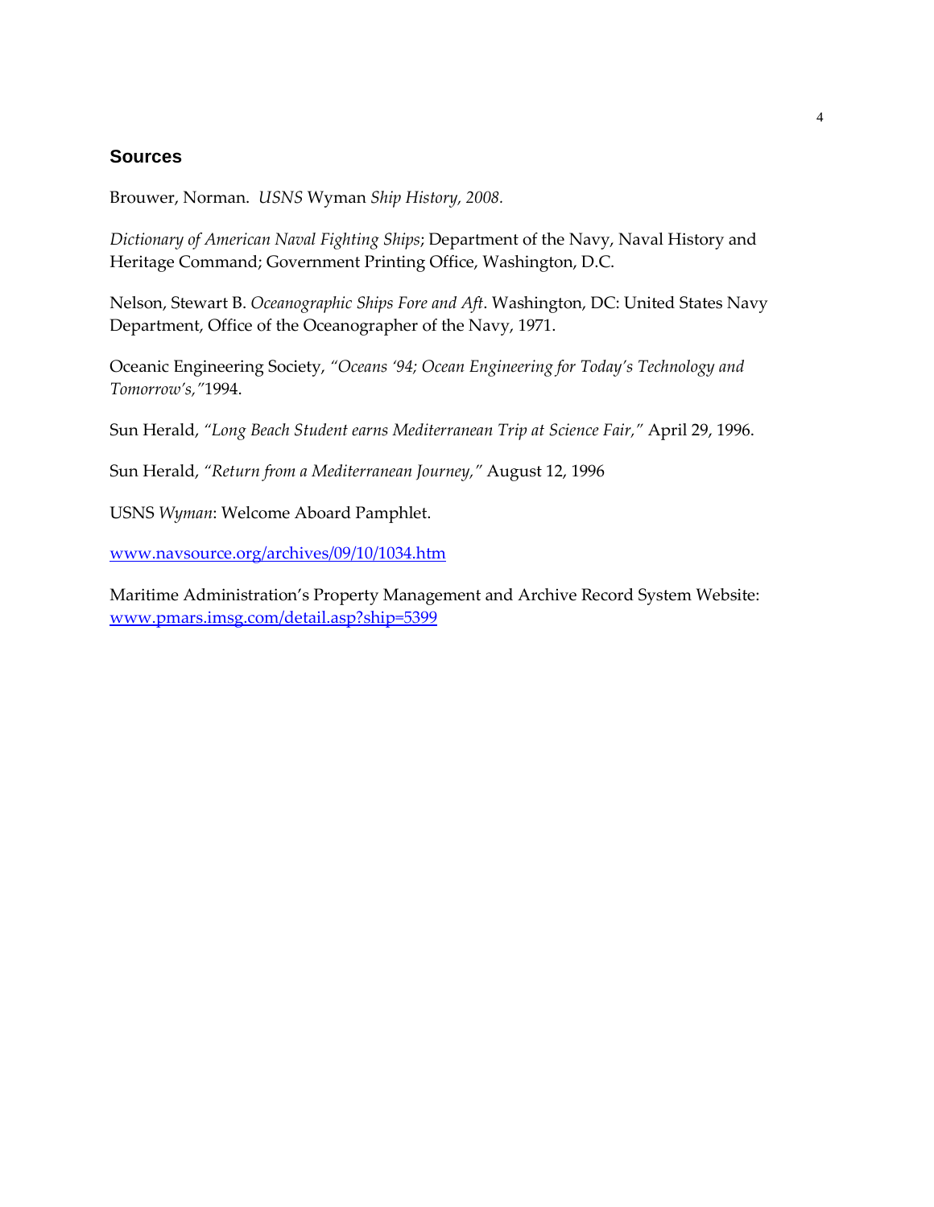## Sources

Brouwer, Norman. *USNS* Wyman *Ship History, 2008.*

*Dictionary of American Naval Fighting Ships*; Department of the Navy, Naval History and Heritage Command; Government Printing Office, Washington, D.C.

Nelson, Stewart B. *Oceanographic Ships Fore and Aft*. Washington, DC: United States Navy Department, Office of the Oceanographer of the Navy, 1971.

Oceanic Engineering Society, *"Oceans '94; Ocean Engineering for Today's Technology and Tomorrow's,"*1994.

Sun Herald, *"Long Beach Student earns Mediterranean Trip at Science Fair,"* April 29, 1996.

Sun Herald, *"Return from a Mediterranean Journey,"* August 12, 1996

USNS *Wyman*: Welcome Aboard Pamphlet.

www.navsource.org/archives/09/10/1034.htm

Maritime Administration's Property Management and Archive Record System Website: www.pmars.imsg.com/detail.asp?ship=5399